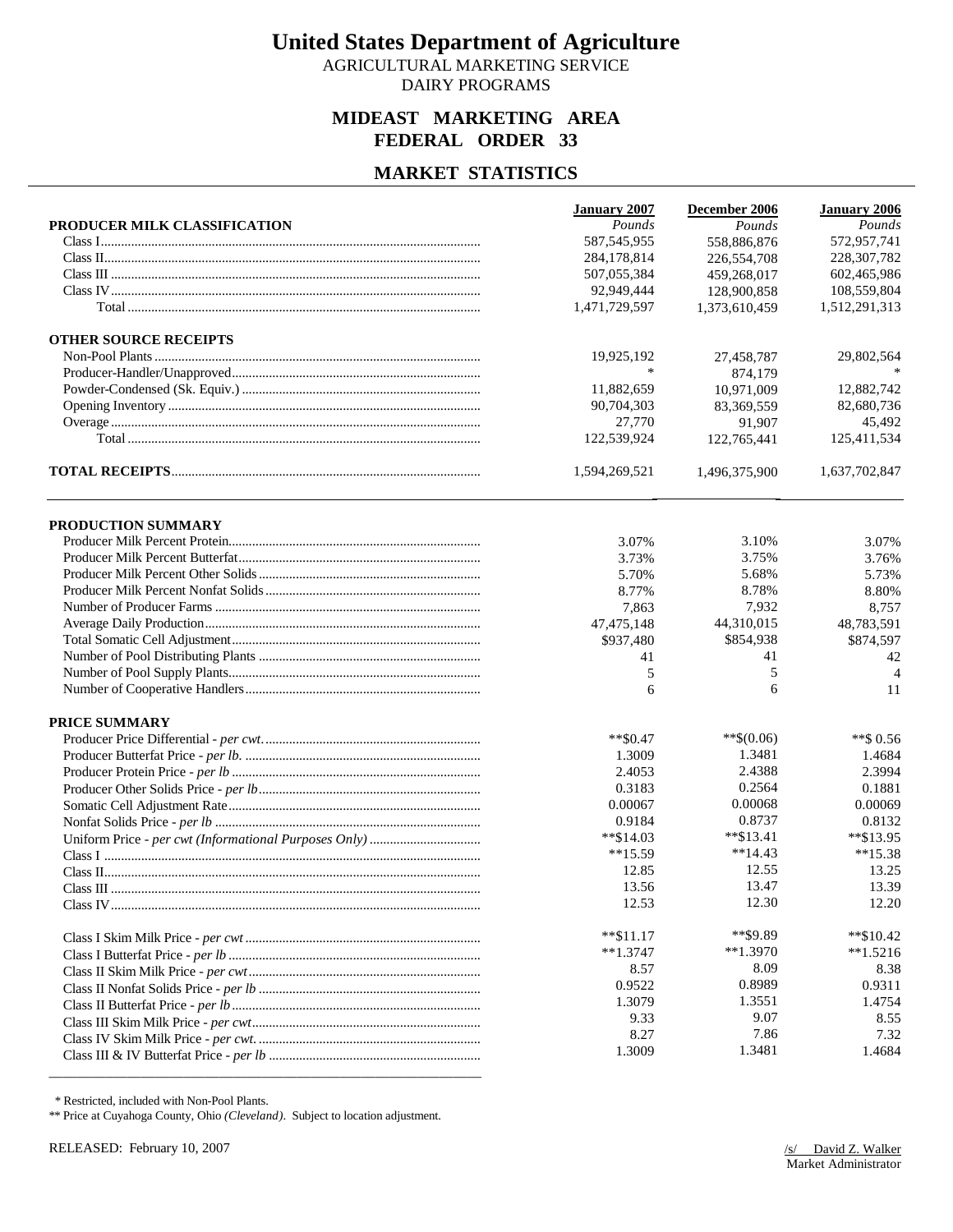# United States Department of Agriculture

AGRICULTURAL MARKETING SERVICE
DAIRY PROGRAMS

## MIDEAST MARKETING AREA
## FEDERAL ORDER 33

## MARKET STATISTICS

| PRODUCER MILK CLASSIFICATION | January 2007 | December 2006 | January 2006 |
|---|---|---|---|
| | *Pounds* | *Pounds* | *Pounds* |
| Class I | 587,545,955 | 558,886,876 | 572,957,741 |
| Class II | 284,178,814 | 226,554,708 | 228,307,782 |
| Class III | 507,055,384 | 459,268,017 | 602,465,986 |
| Class IV | 92,949,444 | 128,900,858 | 108,559,804 |
| Total | 1,471,729,597 | 1,373,610,459 | 1,512,291,313 |
| **OTHER SOURCE RECEIPTS** | | | |
| Non-Pool Plants | 19,925,192 | 27,458,787 | 29,802,564 |
| Producer-Handler/Unapproved | * | 874,179 | * |
| Powder-Condensed (Sk. Equiv.) | 11,882,659 | 10,971,009 | 12,882,742 |
| Opening Inventory | 90,704,303 | 83,369,559 | 82,680,736 |
| Overage | 27,770 | 91,907 | 45,492 |
| Total | 122,539,924 | 122,765,441 | 125,411,534 |
| **TOTAL RECEIPTS** | 1,594,269,521 | 1,496,375,900 | 1,637,702,847 |

| PRODUCTION SUMMARY | January 2007 | December 2006 | January 2006 |
|---|---|---|---|
| Producer Milk Percent Protein | 3.07% | 3.10% | 3.07% |
| Producer Milk Percent Butterfat | 3.73% | 3.75% | 3.76% |
| Producer Milk Percent Other Solids | 5.70% | 5.68% | 5.73% |
| Producer Milk Percent Nonfat Solids | 8.77% | 8.78% | 8.80% |
| Number of Producer Farms | 7,863 | 7,932 | 8,757 |
| Average Daily Production | 47,475,148 | 44,310,015 | 48,783,591 |
| Total Somatic Cell Adjustment | $937,480 | $854,938 | $874,597 |
| Number of Pool Distributing Plants | 41 | 41 | 42 |
| Number of Pool Supply Plants | 5 | 5 | 4 |
| Number of Cooperative Handlers | 6 | 6 | 11 |
| **PRICE SUMMARY** | | | |
| Producer Price Differential - *per cwt.* | **$0.47 | **$(0.06) | **$ 0.56 |
| Producer Butterfat Price - *per lb.* | 1.3009 | 1.3481 | 1.4684 |
| Producer Protein Price - *per lb* | 2.4053 | 2.4388 | 2.3994 |
| Producer Other Solids Price - *per lb* | 0.3183 | 0.2564 | 0.1881 |
| Somatic Cell Adjustment Rate | 0.00067 | 0.00068 | 0.00069 |
| Nonfat Solids Price - *per lb* | 0.9184 | 0.8737 | 0.8132 |
| Uniform Price - *per cwt (Informational Purposes Only)* | **$14.03 | **$13.41 | **$13.95 |
| Class I | **15.59 | **14.43 | **15.38 |
| Class II | 12.85 | 12.55 | 13.25 |
| Class III | 13.56 | 13.47 | 13.39 |
| Class IV | 12.53 | 12.30 | 12.20 |
| Class I Skim Milk Price - *per cwt* | **$11.17 | **$9.89 | **$10.42 |
| Class I Butterfat Price - *per lb* | **1.3747 | **1.3970 | **1.5216 |
| Class II Skim Milk Price - *per cwt* | 8.57 | 8.09 | 8.38 |
| Class II Nonfat Solids Price - *per lb* | 0.9522 | 0.8989 | 0.9311 |
| Class II Butterfat Price - *per lb* | 1.3079 | 1.3551 | 1.4754 |
| Class III Skim Milk Price - *per cwt* | 9.33 | 9.07 | 8.55 |
| Class IV Skim Milk Price - *per cwt.* | 8.27 | 7.86 | 7.32 |
| Class III & IV Butterfat Price - *per lb* | 1.3009 | 1.3481 | 1.4684 |

\* Restricted, included with Non-Pool Plants.
** Price at Cuyahoga County, Ohio *(Cleveland)*. Subject to location adjustment.

RELEASED: February 10, 2007

/s/ David Z. Walker
Market Administrator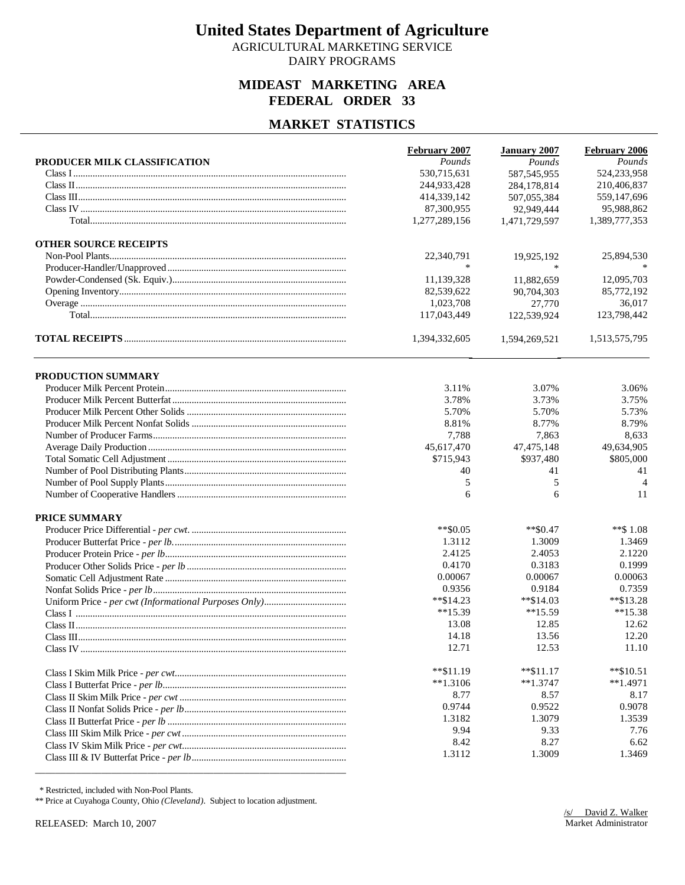# United States Department of Agriculture

AGRICULTURAL MARKETING SERVICE
DAIRY PROGRAMS

## MIDEAST MARKETING AREA
## FEDERAL ORDER 33

## MARKET STATISTICS

| | February 2007 | January 2007 | February 2006 |
|---|---|---|---|
| **PRODUCER MILK CLASSIFICATION** | *Pounds* | *Pounds* | *Pounds* |
| Class I | 530,715,631 | 587,545,955 | 524,233,958 |
| Class II | 244,933,428 | 284,178,814 | 210,406,837 |
| Class III | 414,339,142 | 507,055,384 | 559,147,696 |
| Class IV | 87,300,955 | 92,949,444 | 95,988,862 |
| Total | 1,277,289,156 | 1,471,729,597 | 1,389,777,353 |
| **OTHER SOURCE RECEIPTS** | | | |
| Non-Pool Plants | 22,340,791 | 19,925,192 | 25,894,530 |
| Producer-Handler/Unapproved | * | * | * |
| Powder-Condensed (Sk. Equiv.) | 11,139,328 | 11,882,659 | 12,095,703 |
| Opening Inventory | 82,539,622 | 90,704,303 | 85,772,192 |
| Overage | 1,023,708 | 27,770 | 36,017 |
| Total | 117,043,449 | 122,539,924 | 123,798,442 |
| **TOTAL RECEIPTS** | 1,394,332,605 | 1,594,269,521 | 1,513,575,795 |
| **PRODUCTION SUMMARY** | | | |
| Producer Milk Percent Protein | 3.11% | 3.07% | 3.06% |
| Producer Milk Percent Butterfat | 3.78% | 3.73% | 3.75% |
| Producer Milk Percent Other Solids | 5.70% | 5.70% | 5.73% |
| Producer Milk Percent Nonfat Solids | 8.81% | 8.77% | 8.79% |
| Number of Producer Farms | 7,788 | 7,863 | 8,633 |
| Average Daily Production | 45,617,470 | 47,475,148 | 49,634,905 |
| Total Somatic Cell Adjustment | $715,943 | $937,480 | $805,000 |
| Number of Pool Distributing Plants | 40 | 41 | 41 |
| Number of Pool Supply Plants | 5 | 5 | 4 |
| Number of Cooperative Handlers | 6 | 6 | 11 |
| **PRICE SUMMARY** | | | |
| Producer Price Differential - *per cwt.* | **$0.05 | **$0.47 | **$ 1.08 |
| Producer Butterfat Price - *per lb.* | 1.3112 | 1.3009 | 1.3469 |
| Producer Protein Price - *per lb* | 2.4125 | 2.4053 | 2.1220 |
| Producer Other Solids Price - *per lb* | 0.4170 | 0.3183 | 0.1999 |
| Somatic Cell Adjustment Rate | 0.00067 | 0.00067 | 0.00063 |
| Nonfat Solids Price - *per lb* | 0.9356 | 0.9184 | 0.7359 |
| Uniform Price - *per cwt (Informational Purposes Only)* | **$14.23 | **$14.03 | **$13.28 |
| Class I | **15.39 | **15.59 | **15.38 |
| Class II | 13.08 | 12.85 | 12.62 |
| Class III | 14.18 | 13.56 | 12.20 |
| Class IV | 12.71 | 12.53 | 11.10 |
| Class I Skim Milk Price - *per cwt* | **$11.19 | **$11.17 | **$10.51 |
| Class I Butterfat Price - *per lb* | **1.3106 | **1.3747 | **1.4971 |
| Class II Skim Milk Price - *per cwt* | 8.77 | 8.57 | 8.17 |
| Class II Nonfat Solids Price - *per lb* | 0.9744 | 0.9522 | 0.9078 |
| Class II Butterfat Price - *per lb* | 1.3182 | 1.3079 | 1.3539 |
| Class III Skim Milk Price - *per cwt* | 9.94 | 9.33 | 7.76 |
| Class IV Skim Milk Price - *per cwt* | 8.42 | 8.27 | 6.62 |
| Class III & IV Butterfat Price - *per lb* | 1.3112 | 1.3009 | 1.3469 |

\* Restricted, included with Non-Pool Plants.
** Price at Cuyahoga County, Ohio *(Cleveland)*. Subject to location adjustment.

RELEASED: March 10, 2007

/s/ David Z. Walker
Market Administrator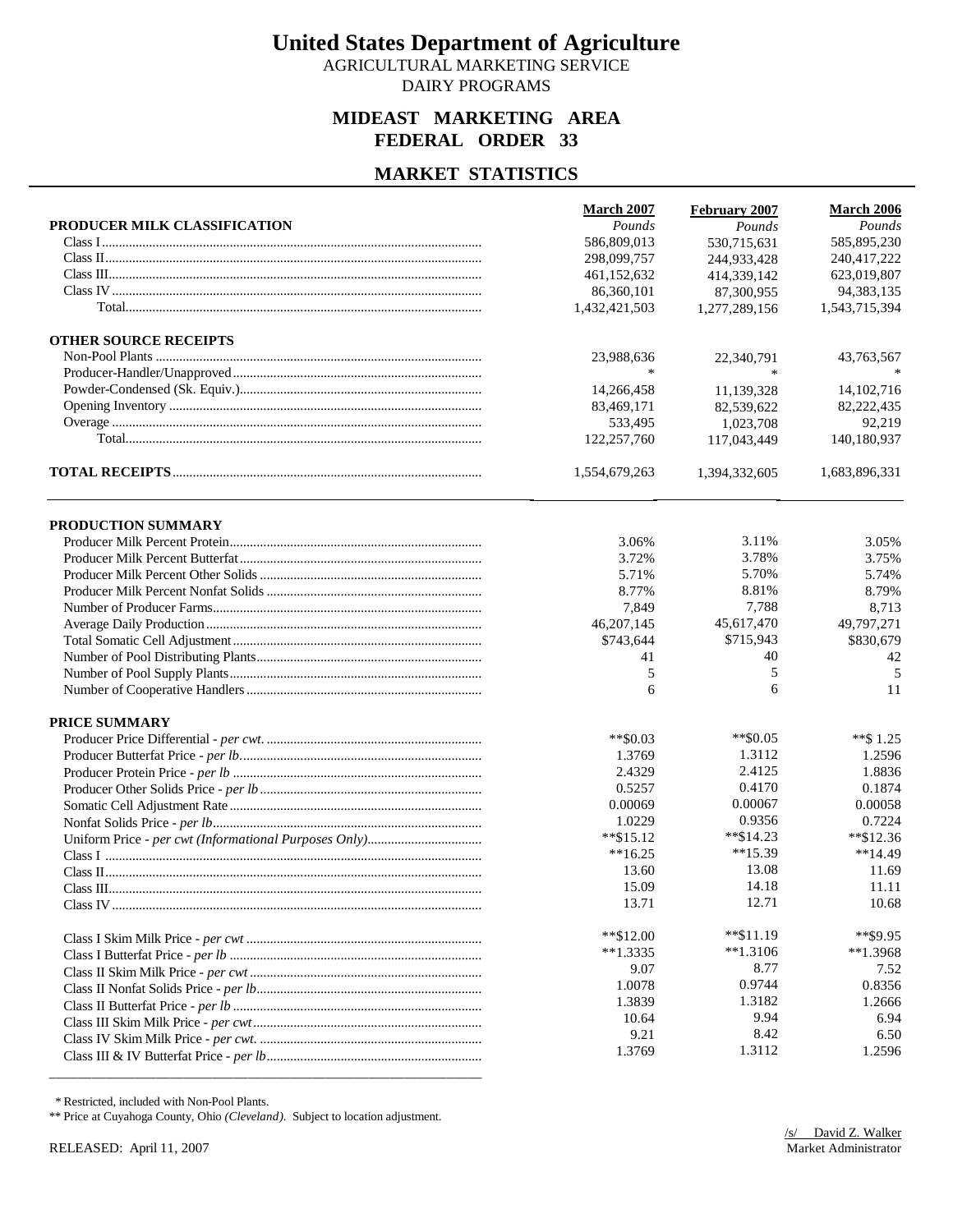# United States Department of Agriculture

AGRICULTURAL MARKETING SERVICE

DAIRY PROGRAMS

## MIDEAST MARKETING AREA
## FEDERAL ORDER 33

## MARKET STATISTICS

| PRODUCER MILK CLASSIFICATION | March 2007 | February 2007 | March 2006 |
|---|---|---|---|
| | *Pounds* | *Pounds* | *Pounds* |
| Class I | 586,809,013 | 530,715,631 | 585,895,230 |
| Class II | 298,099,757 | 244,933,428 | 240,417,222 |
| Class III | 461,152,632 | 414,339,142 | 623,019,807 |
| Class IV | 86,360,101 | 87,300,955 | 94,383,135 |
| Total | 1,432,421,503 | 1,277,289,156 | 1,543,715,394 |
| **OTHER SOURCE RECEIPTS** | | | |
| Non-Pool Plants | 23,988,636 | 22,340,791 | 43,763,567 |
| Producer-Handler/Unapproved | * | * | * |
| Powder-Condensed (Sk. Equiv.) | 14,266,458 | 11,139,328 | 14,102,716 |
| Opening Inventory | 83,469,171 | 82,539,622 | 82,222,435 |
| Overage | 533,495 | 1,023,708 | 92,219 |
| Total | 122,257,760 | 117,043,449 | 140,180,937 |
| **TOTAL RECEIPTS** | 1,554,679,263 | 1,394,332,605 | 1,683,896,331 |

| PRODUCTION SUMMARY | March 2007 | February 2007 | March 2006 |
|---|---|---|---|
| Producer Milk Percent Protein | 3.06% | 3.11% | 3.05% |
| Producer Milk Percent Butterfat | 3.72% | 3.78% | 3.75% |
| Producer Milk Percent Other Solids | 5.71% | 5.70% | 5.74% |
| Producer Milk Percent Nonfat Solids | 8.77% | 8.81% | 8.79% |
| Number of Producer Farms | 7,849 | 7,788 | 8,713 |
| Average Daily Production | 46,207,145 | 45,617,470 | 49,797,271 |
| Total Somatic Cell Adjustment | $743,644 | $715,943 | $830,679 |
| Number of Pool Distributing Plants | 41 | 40 | 42 |
| Number of Pool Supply Plants | 5 | 5 | 5 |
| Number of Cooperative Handlers | 6 | 6 | 11 |
| **PRICE SUMMARY** | | | |
| Producer Price Differential - *per cwt.* | **$0.03 | **$0.05 | **$ 1.25 |
| Producer Butterfat Price - *per lb* | 1.3769 | 1.3112 | 1.2596 |
| Producer Protein Price - *per lb* | 2.4329 | 2.4125 | 1.8836 |
| Producer Other Solids Price - *per lb* | 0.5257 | 0.4170 | 0.1874 |
| Somatic Cell Adjustment Rate | 0.00069 | 0.00067 | 0.00058 |
| Nonfat Solids Price - *per lb* | 1.0229 | 0.9356 | 0.7224 |
| Uniform Price - *per cwt (Informational Purposes Only)* | **$15.12 | **$14.23 | **$12.36 |
| Class I | **16.25 | **15.39 | **14.49 |
| Class II | 13.60 | 13.08 | 11.69 |
| Class III | 15.09 | 14.18 | 11.11 |
| Class IV | 13.71 | 12.71 | 10.68 |
| Class I Skim Milk Price - *per cwt* | **$12.00 | **$11.19 | **$9.95 |
| Class I Butterfat Price - *per lb* | **1.3335 | **1.3106 | **1.3968 |
| Class II Skim Milk Price - *per cwt* | 9.07 | 8.77 | 7.52 |
| Class II Nonfat Solids Price - *per lb* | 1.0078 | 0.9744 | 0.8356 |
| Class II Butterfat Price - *per lb* | 1.3839 | 1.3182 | 1.2666 |
| Class III Skim Milk Price - *per cwt* | 10.64 | 9.94 | 6.94 |
| Class IV Skim Milk Price - *per cwt.* | 9.21 | 8.42 | 6.50 |
| Class III & IV Butterfat Price - *per lb* | 1.3769 | 1.3112 | 1.2596 |

\* Restricted, included with Non-Pool Plants.

** Price at Cuyahoga County, Ohio *(Cleveland)*. Subject to location adjustment.

RELEASED: April 11, 2007

/s/ David Z. Walker
Market Administrator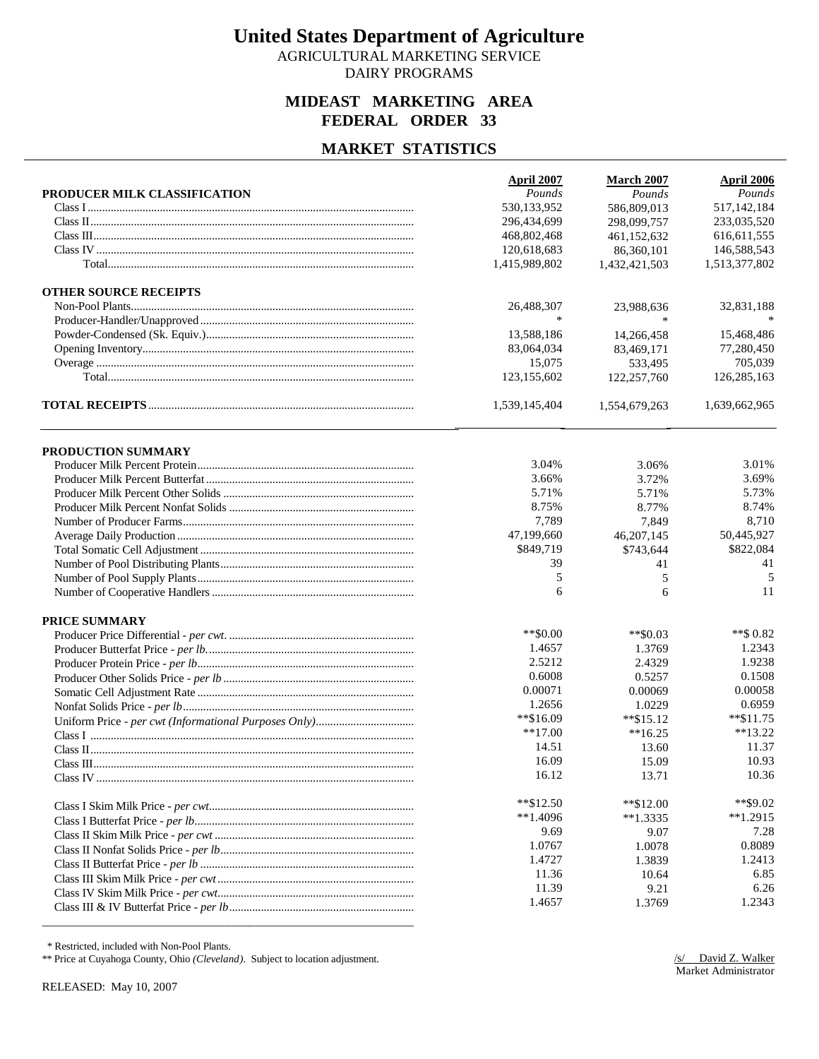# United States Department of Agriculture

AGRICULTURAL MARKETING SERVICE
DAIRY PROGRAMS

## MIDEAST MARKETING AREA
## FEDERAL ORDER 33

## MARKET STATISTICS

| | April 2007 | March 2007 | April 2006 |
|---|---|---|---|
| **PRODUCER MILK CLASSIFICATION** | *Pounds* | *Pounds* | *Pounds* |
| Class I | 530,133,952 | 586,809,013 | 517,142,184 |
| Class II | 296,434,699 | 298,099,757 | 233,035,520 |
| Class III | 468,802,468 | 461,152,632 | 616,611,555 |
| Class IV | 120,618,683 | 86,360,101 | 146,588,543 |
| Total | 1,415,989,802 | 1,432,421,503 | 1,513,377,802 |
| **OTHER SOURCE RECEIPTS** | | | |
| Non-Pool Plants | 26,488,307 | 23,988,636 | 32,831,188 |
| Producer-Handler/Unapproved | * | * | * |
| Powder-Condensed (Sk. Equiv.) | 13,588,186 | 14,266,458 | 15,468,486 |
| Opening Inventory | 83,064,034 | 83,469,171 | 77,280,450 |
| Overage | 15,075 | 533,495 | 705,039 |
| Total | 123,155,602 | 122,257,760 | 126,285,163 |
| **TOTAL RECEIPTS** | 1,539,145,404 | 1,554,679,263 | 1,639,662,965 |

| | April 2007 | March 2007 | April 2006 |
|---|---|---|---|
| **PRODUCTION SUMMARY** | | | |
| Producer Milk Percent Protein | 3.04% | 3.06% | 3.01% |
| Producer Milk Percent Butterfat | 3.66% | 3.72% | 3.69% |
| Producer Milk Percent Other Solids | 5.71% | 5.71% | 5.73% |
| Producer Milk Percent Nonfat Solids | 8.75% | 8.77% | 8.74% |
| Number of Producer Farms | 7,789 | 7,849 | 8,710 |
| Average Daily Production | 47,199,660 | 46,207,145 | 50,445,927 |
| Total Somatic Cell Adjustment | $849,719 | $743,644 | $822,084 |
| Number of Pool Distributing Plants | 39 | 41 | 41 |
| Number of Pool Supply Plants | 5 | 5 | 5 |
| Number of Cooperative Handlers | 6 | 6 | 11 |
| **PRICE SUMMARY** | | | |
| Producer Price Differential - *per cwt.* | **$0.00 | **$0.03 | **$ 0.82 |
| Producer Butterfat Price - *per lb.* | 1.4657 | 1.3769 | 1.2343 |
| Producer Protein Price - *per lb* | 2.5212 | 2.4329 | 1.9238 |
| Producer Other Solids Price - *per lb* | 0.6008 | 0.5257 | 0.1508 |
| Somatic Cell Adjustment Rate | 0.00071 | 0.00069 | 0.00058 |
| Nonfat Solids Price - *per lb* | 1.2656 | 1.0229 | 0.6959 |
| Uniform Price - *per cwt (Informational Purposes Only)* | **$16.09 | **$15.12 | **$11.75 |
| Class I | **17.00 | **16.25 | **13.22 |
| Class II | 14.51 | 13.60 | 11.37 |
| Class III | 16.09 | 15.09 | 10.93 |
| Class IV | 16.12 | 13.71 | 10.36 |
| Class I Skim Milk Price - *per cwt* | **$12.50 | **$12.00 | **$9.02 |
| Class I Butterfat Price - *per lb* | **1.4096 | **1.3335 | **1.2915 |
| Class II Skim Milk Price - *per cwt* | 9.69 | 9.07 | 7.28 |
| Class II Nonfat Solids Price - *per lb* | 1.0767 | 1.0078 | 0.8089 |
| Class II Butterfat Price - *per lb* | 1.4727 | 1.3839 | 1.2413 |
| Class III Skim Milk Price - *per cwt* | 11.36 | 10.64 | 6.85 |
| Class IV Skim Milk Price - *per cwt* | 11.39 | 9.21 | 6.26 |
| Class III & IV Butterfat Price - *per lb* | 1.4657 | 1.3769 | 1.2343 |

\* Restricted, included with Non-Pool Plants.
** Price at Cuyahoga County, Ohio *(Cleveland)*. Subject to location adjustment.

/s/ David Z. Walker
Market Administrator

RELEASED: May 10, 2007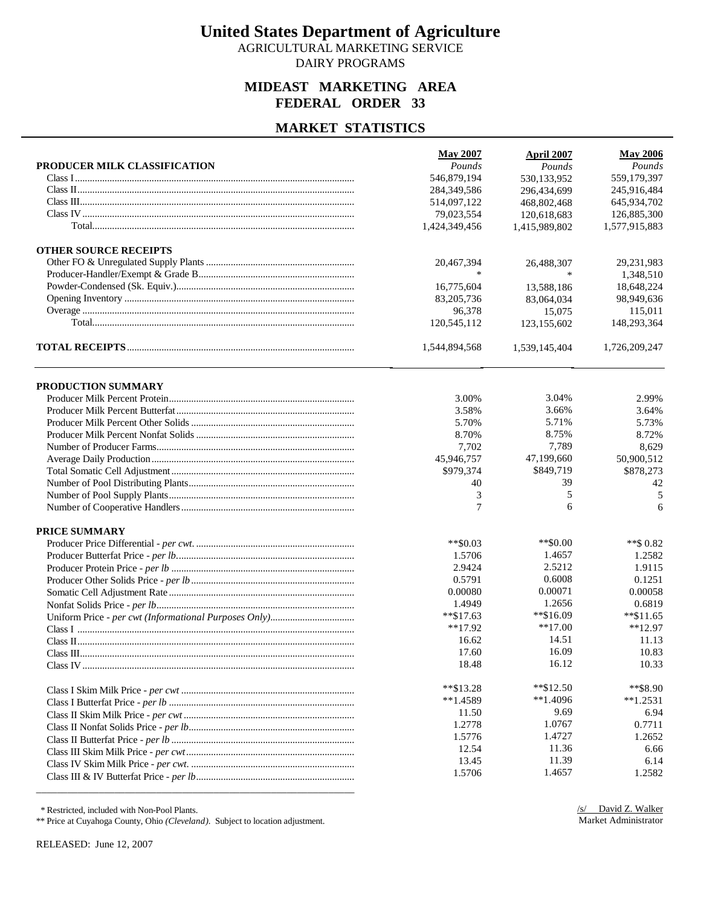# United States Department of Agriculture

AGRICULTURAL MARKETING SERVICE

DAIRY PROGRAMS

## MIDEAST MARKETING AREA
## FEDERAL ORDER 33

## MARKET STATISTICS

| PRODUCER MILK CLASSIFICATION | May 2007 *Pounds* | April 2007 *Pounds* | May 2006 *Pounds* |
|---|---|---|---|
| Class I | 546,879,194 | 530,133,952 | 559,179,397 |
| Class II | 284,349,586 | 296,434,699 | 245,916,484 |
| Class III | 514,097,122 | 468,802,468 | 645,934,702 |
| Class IV | 79,023,554 | 120,618,683 | 126,885,300 |
| Total | 1,424,349,456 | 1,415,989,802 | 1,577,915,883 |
| **OTHER SOURCE RECEIPTS** | | | |
| Other FO & Unregulated Supply Plants | 20,467,394 | 26,488,307 | 29,231,983 |
| Producer-Handler/Exempt & Grade B | * | * | 1,348,510 |
| Powder-Condensed (Sk. Equiv.) | 16,775,604 | 13,588,186 | 18,648,224 |
| Opening Inventory | 83,205,736 | 83,064,034 | 98,949,636 |
| Overage | 96,378 | 15,075 | 115,011 |
| Total | 120,545,112 | 123,155,602 | 148,293,364 |
| **TOTAL RECEIPTS** | 1,544,894,568 | 1,539,145,404 | 1,726,209,247 |

| PRODUCTION SUMMARY | May 2007 | April 2007 | May 2006 |
|---|---|---|---|
| Producer Milk Percent Protein | 3.00% | 3.04% | 2.99% |
| Producer Milk Percent Butterfat | 3.58% | 3.66% | 3.64% |
| Producer Milk Percent Other Solids | 5.70% | 5.71% | 5.73% |
| Producer Milk Percent Nonfat Solids | 8.70% | 8.75% | 8.72% |
| Number of Producer Farms | 7,702 | 7,789 | 8,629 |
| Average Daily Production | 45,946,757 | 47,199,660 | 50,900,512 |
| Total Somatic Cell Adjustment | $979,374 | $849,719 | $878,273 |
| Number of Pool Distributing Plants | 40 | 39 | 42 |
| Number of Pool Supply Plants | 3 | 5 | 5 |
| Number of Cooperative Handlers | 7 | 6 | 6 |

| PRICE SUMMARY | May 2007 | April 2007 | May 2006 |
|---|---|---|---|
| Producer Price Differential - *per cwt.* | **$0.03 | **$0.00 | **$ 0.82 |
| Producer Butterfat Price - *per lb.* | 1.5706 | 1.4657 | 1.2582 |
| Producer Protein Price - *per lb* | 2.9424 | 2.5212 | 1.9115 |
| Producer Other Solids Price - *per lb* | 0.5791 | 0.6008 | 0.1251 |
| Somatic Cell Adjustment Rate | 0.00080 | 0.00071 | 0.00058 |
| Nonfat Solids Price - *per lb* | 1.4949 | 1.2656 | 0.6819 |
| Uniform Price - *per cwt (Informational Purposes Only)* | **$17.63 | **$16.09 | **$11.65 |
| Class I | **17.92 | **17.00 | **12.97 |
| Class II | 16.62 | 14.51 | 11.13 |
| Class III | 17.60 | 16.09 | 10.83 |
| Class IV | 18.48 | 16.12 | 10.33 |
| Class I Skim Milk Price - *per cwt* | **$13.28 | **$12.50 | **$8.90 |
| Class I Butterfat Price - *per lb* | **1.4589 | **1.4096 | **1.2531 |
| Class II Skim Milk Price - *per cwt* | 11.50 | 9.69 | 6.94 |
| Class II Nonfat Solids Price - *per lb* | 1.2778 | 1.0767 | 0.7711 |
| Class II Butterfat Price - *per lb* | 1.5776 | 1.4727 | 1.2652 |
| Class III Skim Milk Price - *per cwt* | 12.54 | 11.36 | 6.66 |
| Class IV Skim Milk Price - *per cwt.* | 13.45 | 11.39 | 6.14 |
| Class III & IV Butterfat Price - *per lb* | 1.5706 | 1.4657 | 1.2582 |

\* Restricted, included with Non-Pool Plants.

** Price at Cuyahoga County, Ohio *(Cleveland)*. Subject to location adjustment.

/s/ David Z. Walker
Market Administrator

RELEASED: June 12, 2007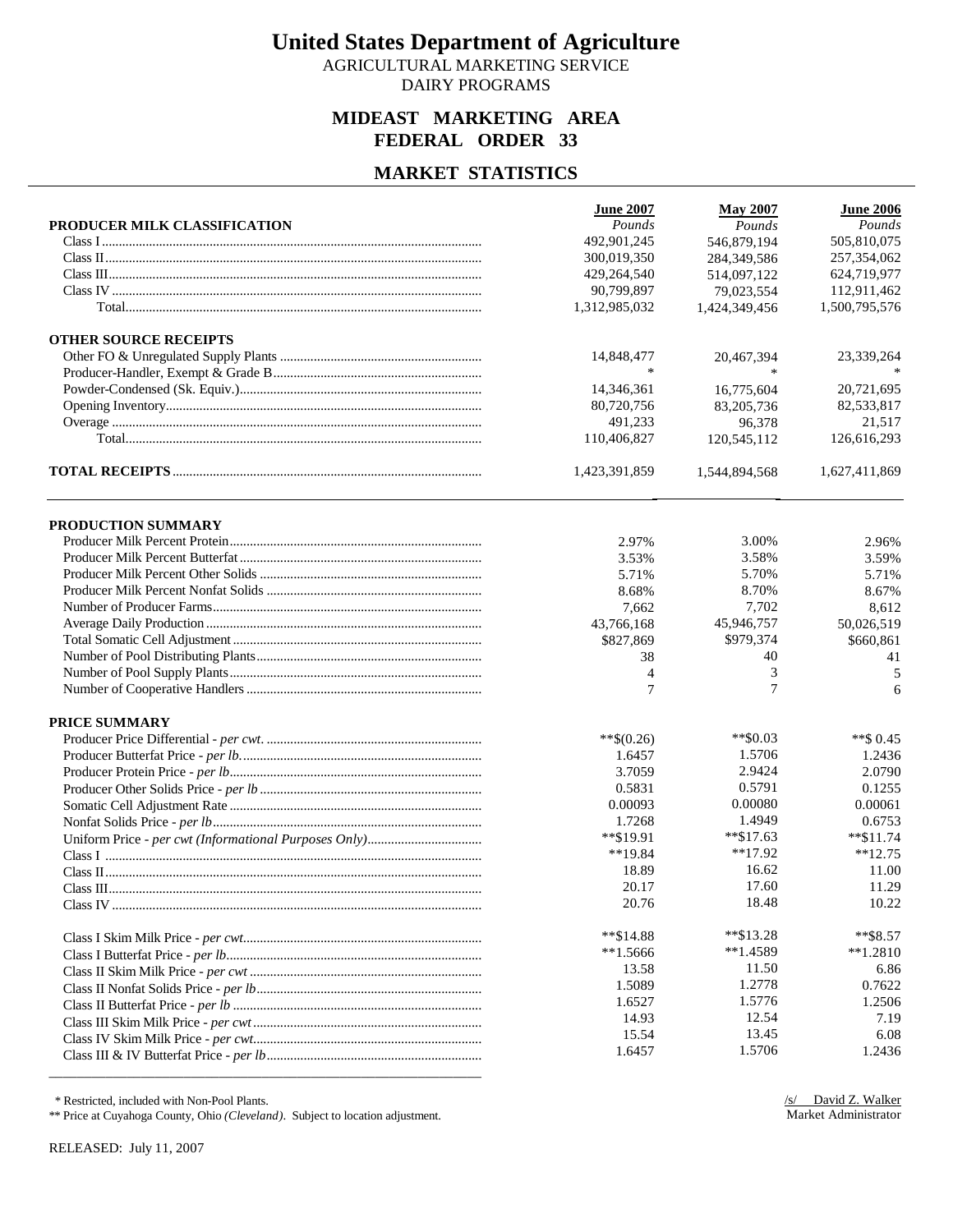# United States Department of Agriculture

AGRICULTURAL MARKETING SERVICE

DAIRY PROGRAMS

## MIDEAST MARKETING AREA
## FEDERAL ORDER 33

## MARKET STATISTICS

| PRODUCER MILK CLASSIFICATION | June 2007 *Pounds* | May 2007 *Pounds* | June 2006 *Pounds* |
|---|---|---|---|
| Class I | 492,901,245 | 546,879,194 | 505,810,075 |
| Class II | 300,019,350 | 284,349,586 | 257,354,062 |
| Class III | 429,264,540 | 514,097,122 | 624,719,977 |
| Class IV | 90,799,897 | 79,023,554 | 112,911,462 |
| Total | 1,312,985,032 | 1,424,349,456 | 1,500,795,576 |
| **OTHER SOURCE RECEIPTS** | | | |
| Other FO & Unregulated Supply Plants | 14,848,477 | 20,467,394 | 23,339,264 |
| Producer-Handler, Exempt & Grade B | * | * | * |
| Powder-Condensed (Sk. Equiv.) | 14,346,361 | 16,775,604 | 20,721,695 |
| Opening Inventory | 80,720,756 | 83,205,736 | 82,533,817 |
| Overage | 491,233 | 96,378 | 21,517 |
| Total | 110,406,827 | 120,545,112 | 126,616,293 |
| **TOTAL RECEIPTS** | 1,423,391,859 | 1,544,894,568 | 1,627,411,869 |

| PRODUCTION SUMMARY | June 2007 | May 2007 | June 2006 |
|---|---|---|---|
| Producer Milk Percent Protein | 2.97% | 3.00% | 2.96% |
| Producer Milk Percent Butterfat | 3.53% | 3.58% | 3.59% |
| Producer Milk Percent Other Solids | 5.71% | 5.70% | 5.71% |
| Producer Milk Percent Nonfat Solids | 8.68% | 8.70% | 8.67% |
| Number of Producer Farms | 7,662 | 7,702 | 8,612 |
| Average Daily Production | 43,766,168 | 45,946,757 | 50,026,519 |
| Total Somatic Cell Adjustment | $827,869 | $979,374 | $660,861 |
| Number of Pool Distributing Plants | 38 | 40 | 41 |
| Number of Pool Supply Plants | 4 | 3 | 5 |
| Number of Cooperative Handlers | 7 | 7 | 6 |
| **PRICE SUMMARY** | | | |
| Producer Price Differential - *per cwt.* | **$(0.26) | **$0.03 | **$ 0.45 |
| Producer Butterfat Price - *per lb.* | 1.6457 | 1.5706 | 1.2436 |
| Producer Protein Price - *per lb* | 3.7059 | 2.9424 | 2.0790 |
| Producer Other Solids Price - *per lb* | 0.5831 | 0.5791 | 0.1255 |
| Somatic Cell Adjustment Rate | 0.00093 | 0.00080 | 0.00061 |
| Nonfat Solids Price - *per lb* | 1.7268 | 1.4949 | 0.6753 |
| Uniform Price - *per cwt (Informational Purposes Only)* | **$19.91 | **$17.63 | **$11.74 |
| Class I | **19.84 | **17.92 | **12.75 |
| Class II | 18.89 | 16.62 | 11.00 |
| Class III | 20.17 | 17.60 | 11.29 |
| Class IV | 20.76 | 18.48 | 10.22 |
| Class I Skim Milk Price - *per cwt* | **$14.88 | **$13.28 | **$8.57 |
| Class I Butterfat Price - *per lb* | **1.5666 | **1.4589 | **1.2810 |
| Class II Skim Milk Price - *per cwt* | 13.58 | 11.50 | 6.86 |
| Class II Nonfat Solids Price - *per lb* | 1.5089 | 1.2778 | 0.7622 |
| Class II Butterfat Price - *per lb* | 1.6527 | 1.5776 | 1.2506 |
| Class III Skim Milk Price - *per cwt* | 14.93 | 12.54 | 7.19 |
| Class IV Skim Milk Price - *per cwt* | 15.54 | 13.45 | 6.08 |
| Class III & IV Butterfat Price - *per lb* | 1.6457 | 1.5706 | 1.2436 |

\* Restricted, included with Non-Pool Plants.

** Price at Cuyahoga County, Ohio *(Cleveland)*. Subject to location adjustment.

/s/ David Z. Walker
Market Administrator

RELEASED: July 11, 2007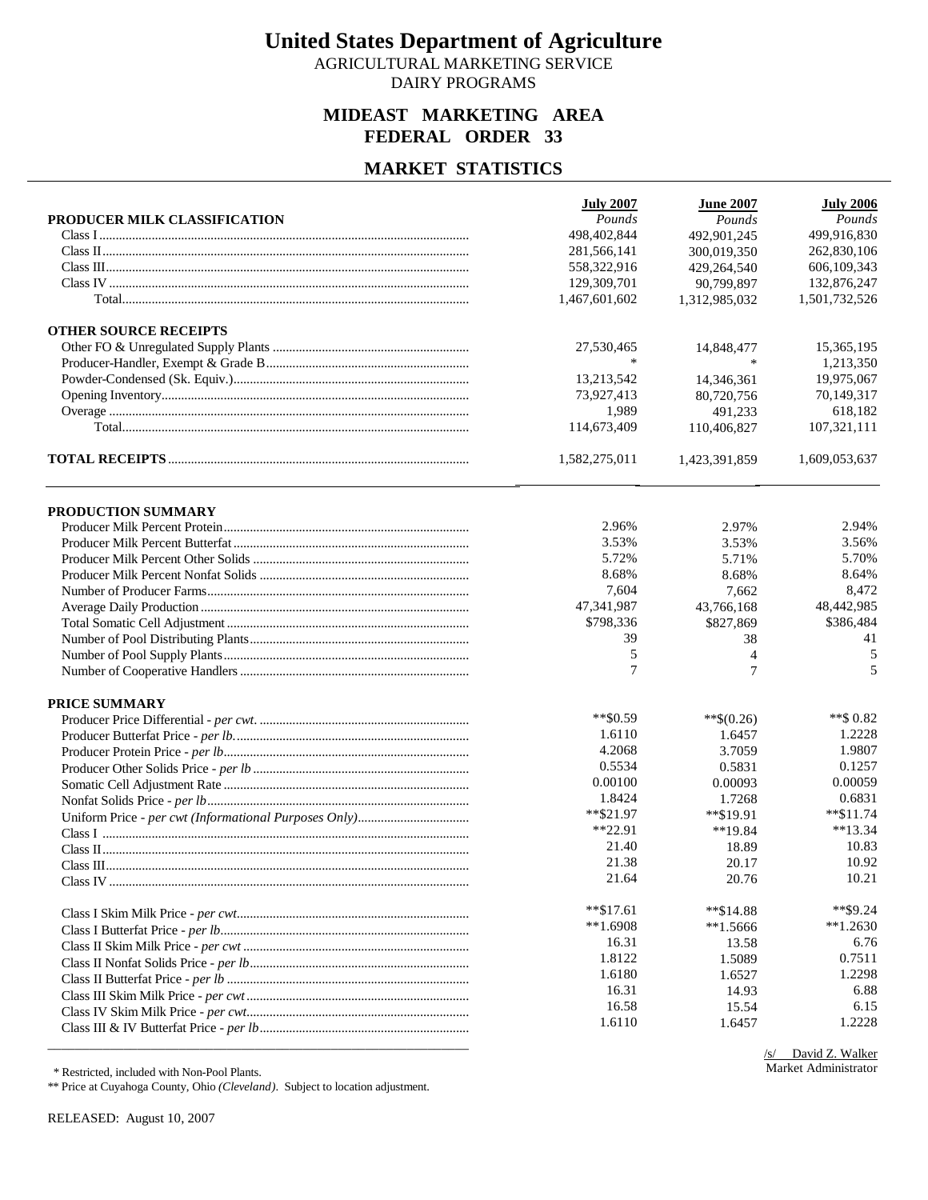# United States Department of Agriculture

AGRICULTURAL MARKETING SERVICE
DAIRY PROGRAMS

## MIDEAST MARKETING AREA
## FEDERAL ORDER 33

## MARKET STATISTICS

| PRODUCER MILK CLASSIFICATION | July 2007 *Pounds* | June 2007 *Pounds* | July 2006 *Pounds* |
|---|---|---|---|
| Class I | 498,402,844 | 492,901,245 | 499,916,830 |
| Class II | 281,566,141 | 300,019,350 | 262,830,106 |
| Class III | 558,322,916 | 429,264,540 | 606,109,343 |
| Class IV | 129,309,701 | 90,799,897 | 132,876,247 |
| Total | 1,467,601,602 | 1,312,985,032 | 1,501,732,526 |
| **OTHER SOURCE RECEIPTS** | | | |
| Other FO & Unregulated Supply Plants | 27,530,465 | 14,848,477 | 15,365,195 |
| Producer-Handler, Exempt & Grade B | * | * | 1,213,350 |
| Powder-Condensed (Sk. Equiv.) | 13,213,542 | 14,346,361 | 19,975,067 |
| Opening Inventory | 73,927,413 | 80,720,756 | 70,149,317 |
| Overage | 1,989 | 491,233 | 618,182 |
| Total | 114,673,409 | 110,406,827 | 107,321,111 |
| **TOTAL RECEIPTS** | 1,582,275,011 | 1,423,391,859 | 1,609,053,637 |

| PRODUCTION SUMMARY | July 2007 | June 2007 | July 2006 |
|---|---|---|---|
| Producer Milk Percent Protein | 2.96% | 2.97% | 2.94% |
| Producer Milk Percent Butterfat | 3.53% | 3.53% | 3.56% |
| Producer Milk Percent Other Solids | 5.72% | 5.71% | 5.70% |
| Producer Milk Percent Nonfat Solids | 8.68% | 8.68% | 8.64% |
| Number of Producer Farms | 7,604 | 7,662 | 8,472 |
| Average Daily Production | 47,341,987 | 43,766,168 | 48,442,985 |
| Total Somatic Cell Adjustment | $798,336 | $827,869 | $386,484 |
| Number of Pool Distributing Plants | 39 | 38 | 41 |
| Number of Pool Supply Plants | 5 | 4 | 5 |
| Number of Cooperative Handlers | 7 | 7 | 5 |

| PRICE SUMMARY | July 2007 | June 2007 | July 2006 |
|---|---|---|---|
| Producer Price Differential - *per cwt.* | **$0.59 | **$(0.26) | **$ 0.82 |
| Producer Butterfat Price - *per lb.* | 1.6110 | 1.6457 | 1.2228 |
| Producer Protein Price - *per lb* | 4.2068 | 3.7059 | 1.9807 |
| Producer Other Solids Price - *per lb* | 0.5534 | 0.5831 | 0.1257 |
| Somatic Cell Adjustment Rate | 0.00100 | 0.00093 | 0.00059 |
| Nonfat Solids Price - *per lb* | 1.8424 | 1.7268 | 0.6831 |
| Uniform Price - *per cwt (Informational Purposes Only)* | **$21.97 | **$19.91 | **$11.74 |
| Class I | **22.91 | **19.84 | **13.34 |
| Class II | 21.40 | 18.89 | 10.83 |
| Class III | 21.38 | 20.17 | 10.92 |
| Class IV | 21.64 | 20.76 | 10.21 |
| Class I Skim Milk Price - *per cwt* | **$17.61 | **$14.88 | **$9.24 |
| Class I Butterfat Price - *per lb* | **1.6908 | **1.5666 | **1.2630 |
| Class II Skim Milk Price - *per cwt* | 16.31 | 13.58 | 6.76 |
| Class II Nonfat Solids Price - *per lb* | 1.8122 | 1.5089 | 0.7511 |
| Class II Butterfat Price - *per lb* | 1.6180 | 1.6527 | 1.2298 |
| Class III Skim Milk Price - *per cwt* | 16.31 | 14.93 | 6.88 |
| Class IV Skim Milk Price - *per cwt* | 16.58 | 15.54 | 6.15 |
| Class III & IV Butterfat Price - *per lb* | 1.6110 | 1.6457 | 1.2228 |

/s/ David Z. Walker
Market Administrator

\* Restricted, included with Non-Pool Plants.
** Price at Cuyahoga County, Ohio *(Cleveland)*. Subject to location adjustment.

RELEASED: August 10, 2007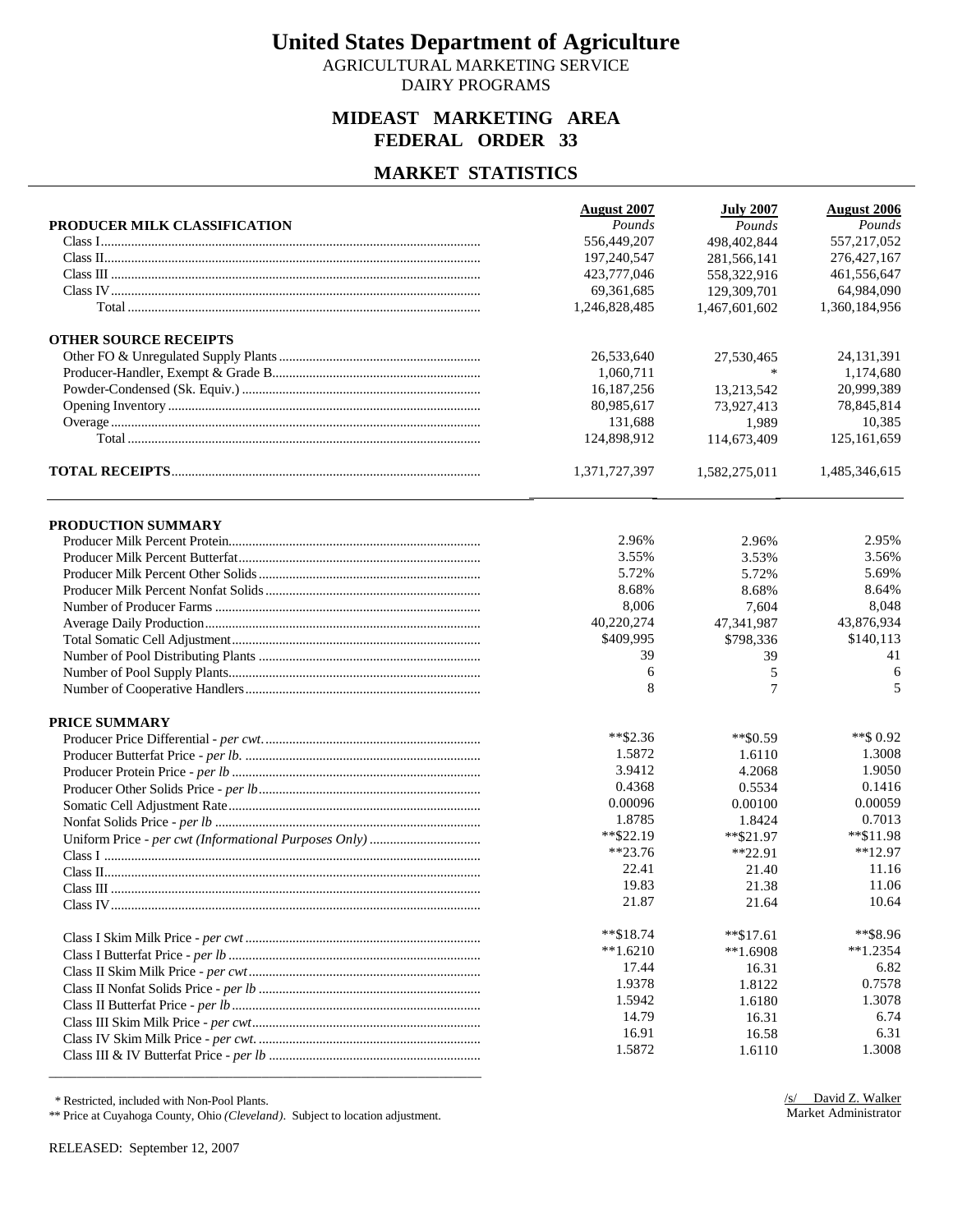# United States Department of Agriculture

AGRICULTURAL MARKETING SERVICE
DAIRY PROGRAMS

## MIDEAST MARKETING AREA
## FEDERAL ORDER 33

## MARKET STATISTICS

| | August 2007 | July 2007 | August 2006 |
|---|---|---|---|
| **PRODUCER MILK CLASSIFICATION** | *Pounds* | *Pounds* | *Pounds* |
| Class I | 556,449,207 | 498,402,844 | 557,217,052 |
| Class II | 197,240,547 | 281,566,141 | 276,427,167 |
| Class III | 423,777,046 | 558,322,916 | 461,556,647 |
| Class IV | 69,361,685 | 129,309,701 | 64,984,090 |
| Total | 1,246,828,485 | 1,467,601,602 | 1,360,184,956 |
| **OTHER SOURCE RECEIPTS** | | | |
| Other FO & Unregulated Supply Plants | 26,533,640 | 27,530,465 | 24,131,391 |
| Producer-Handler, Exempt & Grade B | 1,060,711 | * | 1,174,680 |
| Powder-Condensed (Sk. Equiv.) | 16,187,256 | 13,213,542 | 20,999,389 |
| Opening Inventory | 80,985,617 | 73,927,413 | 78,845,814 |
| Overage | 131,688 | 1,989 | 10,385 |
| Total | 124,898,912 | 114,673,409 | 125,161,659 |
| **TOTAL RECEIPTS** | 1,371,727,397 | 1,582,275,011 | 1,485,346,615 |

| | August 2007 | July 2007 | August 2006 |
|---|---|---|---|
| **PRODUCTION SUMMARY** | | | |
| Producer Milk Percent Protein | 2.96% | 2.96% | 2.95% |
| Producer Milk Percent Butterfat | 3.55% | 3.53% | 3.56% |
| Producer Milk Percent Other Solids | 5.72% | 5.72% | 5.69% |
| Producer Milk Percent Nonfat Solids | 8.68% | 8.68% | 8.64% |
| Number of Producer Farms | 8,006 | 7,604 | 8,048 |
| Average Daily Production | 40,220,274 | 47,341,987 | 43,876,934 |
| Total Somatic Cell Adjustment | $409,995 | $798,336 | $140,113 |
| Number of Pool Distributing Plants | 39 | 39 | 41 |
| Number of Pool Supply Plants | 6 | 5 | 6 |
| Number of Cooperative Handlers | 8 | 7 | 5 |
| **PRICE SUMMARY** | | | |
| Producer Price Differential - *per cwt.* | **$2.36 | **$0.59 | **$ 0.92 |
| Producer Butterfat Price - *per lb.* | 1.5872 | 1.6110 | 1.3008 |
| Producer Protein Price - *per lb* | 3.9412 | 4.2068 | 1.9050 |
| Producer Other Solids Price - *per lb* | 0.4368 | 0.5534 | 0.1416 |
| Somatic Cell Adjustment Rate | 0.00096 | 0.00100 | 0.00059 |
| Nonfat Solids Price - *per lb* | 1.8785 | 1.8424 | 0.7013 |
| Uniform Price - *per cwt (Informational Purposes Only)* | **$22.19 | **$21.97 | **$11.98 |
| Class I | **23.76 | **22.91 | **12.97 |
| Class II | 22.41 | 21.40 | 11.16 |
| Class III | 19.83 | 21.38 | 11.06 |
| Class IV | 21.87 | 21.64 | 10.64 |
| Class I Skim Milk Price - *per cwt* | **$18.74 | **$17.61 | **$8.96 |
| Class I Butterfat Price - *per lb* | **1.6210 | **1.6908 | **1.2354 |
| Class II Skim Milk Price - *per cwt* | 17.44 | 16.31 | 6.82 |
| Class II Nonfat Solids Price - *per lb* | 1.9378 | 1.8122 | 0.7578 |
| Class II Butterfat Price - *per lb* | 1.5942 | 1.6180 | 1.3078 |
| Class III Skim Milk Price - *per cwt* | 14.79 | 16.31 | 6.74 |
| Class IV Skim Milk Price - *per cwt.* | 16.91 | 16.58 | 6.31 |
| Class III & IV Butterfat Price - *per lb* | 1.5872 | 1.6110 | 1.3008 |

\* Restricted, included with Non-Pool Plants.
** Price at Cuyahoga County, Ohio *(Cleveland)*. Subject to location adjustment.

/s/ David Z. Walker
Market Administrator

RELEASED: September 12, 2007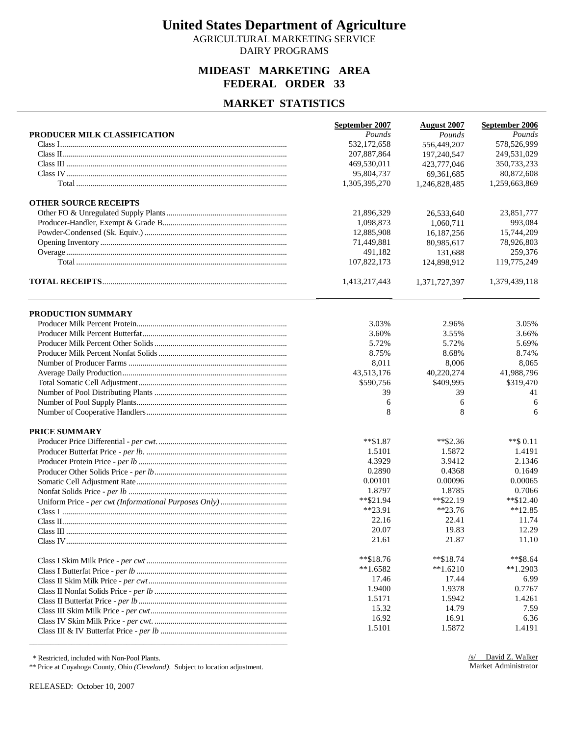# United States Department of Agriculture

AGRICULTURAL MARKETING SERVICE
DAIRY PROGRAMS

## MIDEAST MARKETING AREA
## FEDERAL ORDER 33

## MARKET STATISTICS

| | September 2007 | August 2007 | September 2006 |
|---|---|---|---|
| **PRODUCER MILK CLASSIFICATION** | *Pounds* | *Pounds* | *Pounds* |
| Class I | 532,172,658 | 556,449,207 | 578,526,999 |
| Class II | 207,887,864 | 197,240,547 | 249,531,029 |
| Class III | 469,530,011 | 423,777,046 | 350,733,233 |
| Class IV | 95,804,737 | 69,361,685 | 80,872,608 |
| Total | 1,305,395,270 | 1,246,828,485 | 1,259,663,869 |
| **OTHER SOURCE RECEIPTS** | | | |
| Other FO & Unregulated Supply Plants | 21,896,329 | 26,533,640 | 23,851,777 |
| Producer-Handler, Exempt & Grade B | 1,098,873 | 1,060,711 | 993,084 |
| Powder-Condensed (Sk. Equiv.) | 12,885,908 | 16,187,256 | 15,744,209 |
| Opening Inventory | 71,449,881 | 80,985,617 | 78,926,803 |
| Overage | 491,182 | 131,688 | 259,376 |
| Total | 107,822,173 | 124,898,912 | 119,775,249 |
| **TOTAL RECEIPTS** | 1,413,217,443 | 1,371,727,397 | 1,379,439,118 |

| | September 2007 | August 2007 | September 2006 |
|---|---|---|---|
| **PRODUCTION SUMMARY** | | | |
| Producer Milk Percent Protein | 3.03% | 2.96% | 3.05% |
| Producer Milk Percent Butterfat | 3.60% | 3.55% | 3.66% |
| Producer Milk Percent Other Solids | 5.72% | 5.72% | 5.69% |
| Producer Milk Percent Nonfat Solids | 8.75% | 8.68% | 8.74% |
| Number of Producer Farms | 8,011 | 8,006 | 8,065 |
| Average Daily Production | 43,513,176 | 40,220,274 | 41,988,796 |
| Total Somatic Cell Adjustment | $590,756 | $409,995 | $319,470 |
| Number of Pool Distributing Plants | 39 | 39 | 41 |
| Number of Pool Supply Plants | 6 | 6 | 6 |
| Number of Cooperative Handlers | 8 | 8 | 6 |
| **PRICE SUMMARY** | | | |
| Producer Price Differential - *per cwt.* | **$1.87 | **$2.36 | **$ 0.11 |
| Producer Butterfat Price - *per lb.* | 1.5101 | 1.5872 | 1.4191 |
| Producer Protein Price - *per lb* | 4.3929 | 3.9412 | 2.1346 |
| Producer Other Solids Price - *per lb* | 0.2890 | 0.4368 | 0.1649 |
| Somatic Cell Adjustment Rate | 0.00101 | 0.00096 | 0.00065 |
| Nonfat Solids Price - *per lb* | 1.8797 | 1.8785 | 0.7066 |
| Uniform Price - *per cwt (Informational Purposes Only)* | **$21.94 | **$22.19 | **$12.40 |
| Class I | **23.91 | **23.76 | **12.85 |
| Class II | 22.16 | 22.41 | 11.74 |
| Class III | 20.07 | 19.83 | 12.29 |
| Class IV | 21.61 | 21.87 | 11.10 |
| Class I Skim Milk Price - *per cwt* | **$18.76 | **$18.74 | **$8.64 |
| Class I Butterfat Price - *per lb* | **1.6582 | **1.6210 | **1.2903 |
| Class II Skim Milk Price - *per cwt* | 17.46 | 17.44 | 6.99 |
| Class II Nonfat Solids Price - *per lb* | 1.9400 | 1.9378 | 0.7767 |
| Class II Butterfat Price - *per lb* | 1.5171 | 1.5942 | 1.4261 |
| Class III Skim Milk Price - *per cwt* | 15.32 | 14.79 | 7.59 |
| Class IV Skim Milk Price - *per cwt.* | 16.92 | 16.91 | 6.36 |
| Class III & IV Butterfat Price - *per lb* | 1.5101 | 1.5872 | 1.4191 |

\* Restricted, included with Non-Pool Plants.
** Price at Cuyahoga County, Ohio *(Cleveland)*. Subject to location adjustment.

/s/ David Z. Walker
Market Administrator

RELEASED: October 10, 2007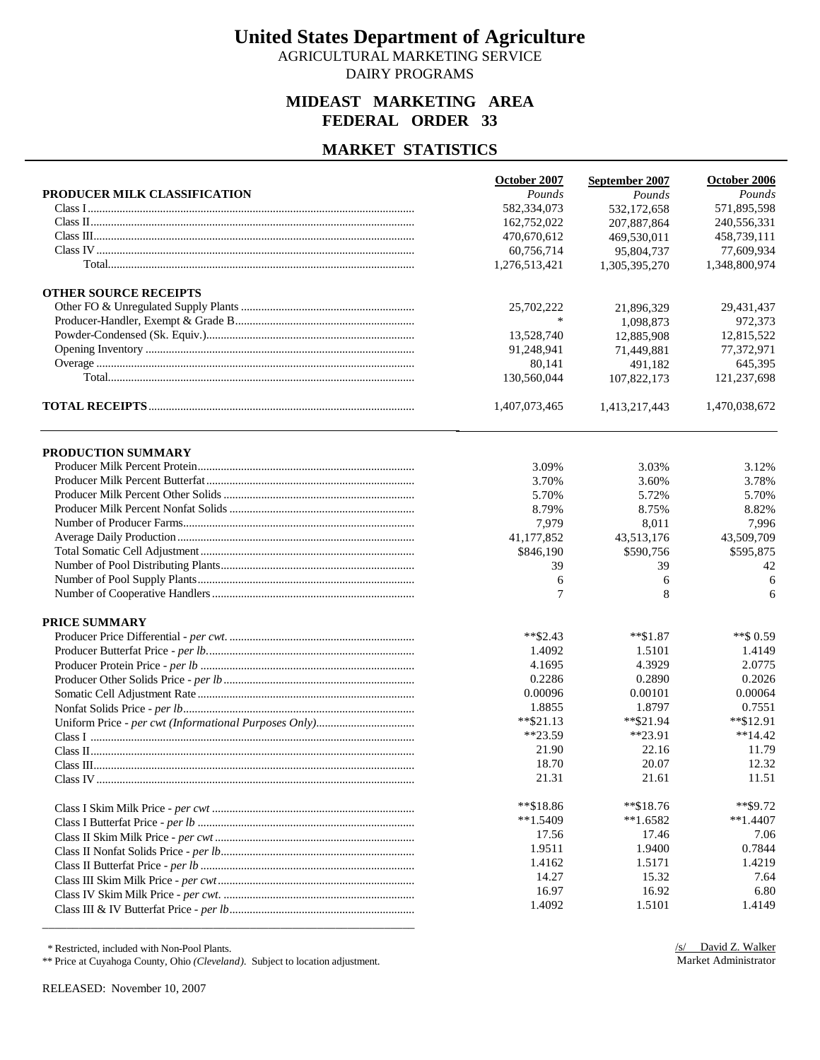# United States Department of Agriculture

AGRICULTURAL MARKETING SERVICE

DAIRY PROGRAMS

## MIDEAST MARKETING AREA
## FEDERAL ORDER 33

## MARKET STATISTICS

| | October 2007 | September 2007 | October 2006 |
|---|---|---|---|
| **PRODUCER MILK CLASSIFICATION** | *Pounds* | *Pounds* | *Pounds* |
| Class I | 582,334,073 | 532,172,658 | 571,895,598 |
| Class II | 162,752,022 | 207,887,864 | 240,556,331 |
| Class III | 470,670,612 | 469,530,011 | 458,739,111 |
| Class IV | 60,756,714 | 95,804,737 | 77,609,934 |
| Total | 1,276,513,421 | 1,305,395,270 | 1,348,800,974 |
| **OTHER SOURCE RECEIPTS** | | | |
| Other FO & Unregulated Supply Plants | 25,702,222 | 21,896,329 | 29,431,437 |
| Producer-Handler, Exempt & Grade B | * | 1,098,873 | 972,373 |
| Powder-Condensed (Sk. Equiv.) | 13,528,740 | 12,885,908 | 12,815,522 |
| Opening Inventory | 91,248,941 | 71,449,881 | 77,372,971 |
| Overage | 80,141 | 491,182 | 645,395 |
| Total | 130,560,044 | 107,822,173 | 121,237,698 |
| **TOTAL RECEIPTS** | 1,407,073,465 | 1,413,217,443 | 1,470,038,672 |

| | October 2007 | September 2007 | October 2006 |
|---|---|---|---|
| **PRODUCTION SUMMARY** | | | |
| Producer Milk Percent Protein | 3.09% | 3.03% | 3.12% |
| Producer Milk Percent Butterfat | 3.70% | 3.60% | 3.78% |
| Producer Milk Percent Other Solids | 5.70% | 5.72% | 5.70% |
| Producer Milk Percent Nonfat Solids | 8.79% | 8.75% | 8.82% |
| Number of Producer Farms | 7,979 | 8,011 | 7,996 |
| Average Daily Production | 41,177,852 | 43,513,176 | 43,509,709 |
| Total Somatic Cell Adjustment | $846,190 | $590,756 | $595,875 |
| Number of Pool Distributing Plants | 39 | 39 | 42 |
| Number of Pool Supply Plants | 6 | 6 | 6 |
| Number of Cooperative Handlers | 7 | 8 | 6 |
| **PRICE SUMMARY** | | | |
| Producer Price Differential - *per cwt.* | **$2.43 | **$1.87 | **$ 0.59 |
| Producer Butterfat Price - *per lb* | 1.4092 | 1.5101 | 1.4149 |
| Producer Protein Price - *per lb* | 4.1695 | 4.3929 | 2.0775 |
| Producer Other Solids Price - *per lb* | 0.2286 | 0.2890 | 0.2026 |
| Somatic Cell Adjustment Rate | 0.00096 | 0.00101 | 0.00064 |
| Nonfat Solids Price - *per lb* | 1.8855 | 1.8797 | 0.7551 |
| Uniform Price - *per cwt (Informational Purposes Only)* | **$21.13 | **$21.94 | **$12.91 |
| Class I | **23.59 | **23.91 | **14.42 |
| Class II | 21.90 | 22.16 | 11.79 |
| Class III | 18.70 | 20.07 | 12.32 |
| Class IV | 21.31 | 21.61 | 11.51 |
| Class I Skim Milk Price - *per cwt* | **$18.86 | **$18.76 | **$9.72 |
| Class I Butterfat Price - *per lb* | **1.5409 | **1.6582 | **1.4407 |
| Class II Skim Milk Price - *per cwt* | 17.56 | 17.46 | 7.06 |
| Class II Nonfat Solids Price - *per lb* | 1.9511 | 1.9400 | 0.7844 |
| Class II Butterfat Price - *per lb* | 1.4162 | 1.5171 | 1.4219 |
| Class III Skim Milk Price - *per cwt* | 14.27 | 15.32 | 7.64 |
| Class IV Skim Milk Price - *per cwt.* | 16.97 | 16.92 | 6.80 |
| Class III & IV Butterfat Price - *per lb* | 1.4092 | 1.5101 | 1.4149 |

\* Restricted, included with Non-Pool Plants.

** Price at Cuyahoga County, Ohio *(Cleveland)*. Subject to location adjustment.

/s/ David Z. Walker
Market Administrator

RELEASED: November 10, 2007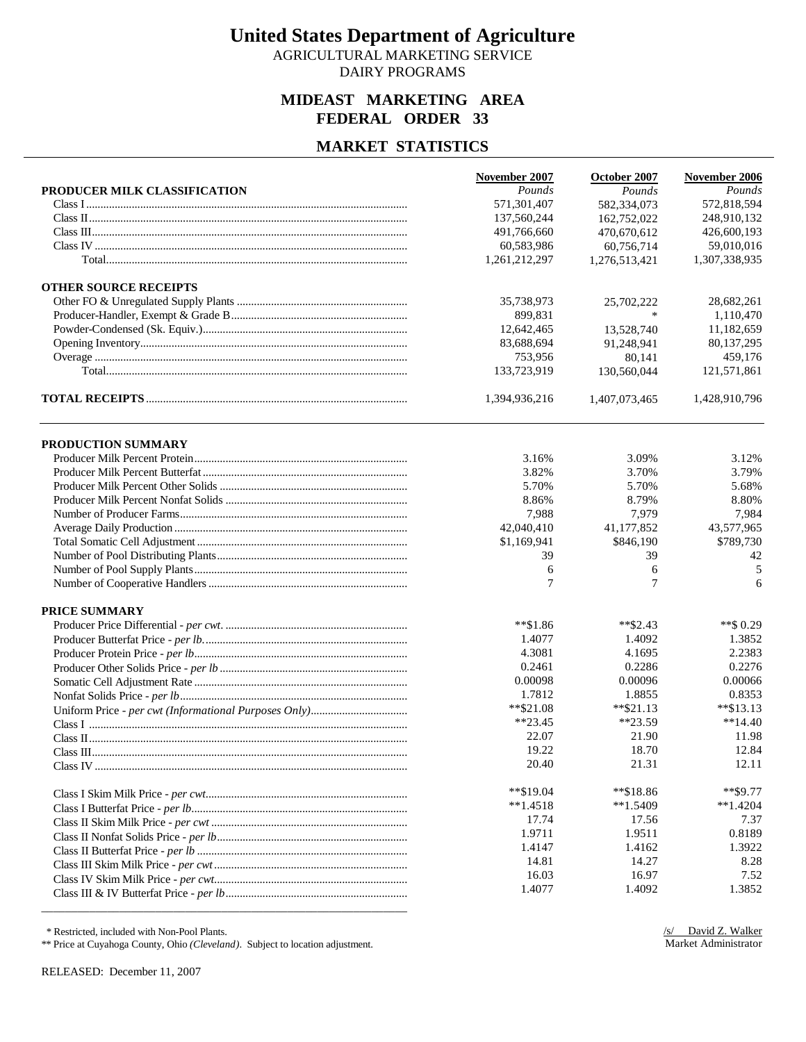# United States Department of Agriculture

AGRICULTURAL MARKETING SERVICE
DAIRY PROGRAMS

## MIDEAST MARKETING AREA
## FEDERAL ORDER 33

## MARKET STATISTICS

| PRODUCER MILK CLASSIFICATION | November 2007 *Pounds* | October 2007 *Pounds* | November 2006 *Pounds* |
|---|---|---|---|
| Class I | 571,301,407 | 582,334,073 | 572,818,594 |
| Class II | 137,560,244 | 162,752,022 | 248,910,132 |
| Class III | 491,766,660 | 470,670,612 | 426,600,193 |
| Class IV | 60,583,986 | 60,756,714 | 59,010,016 |
| Total | 1,261,212,297 | 1,276,513,421 | 1,307,338,935 |
| **OTHER SOURCE RECEIPTS** | | | |
| Other FO & Unregulated Supply Plants | 35,738,973 | 25,702,222 | 28,682,261 |
| Producer-Handler, Exempt & Grade B | 899,831 | * | 1,110,470 |
| Powder-Condensed (Sk. Equiv.) | 12,642,465 | 13,528,740 | 11,182,659 |
| Opening Inventory | 83,688,694 | 91,248,941 | 80,137,295 |
| Overage | 753,956 | 80,141 | 459,176 |
| Total | 133,723,919 | 130,560,044 | 121,571,861 |
| **TOTAL RECEIPTS** | 1,394,936,216 | 1,407,073,465 | 1,428,910,796 |

| PRODUCTION SUMMARY | November 2007 | October 2007 | November 2006 |
|---|---|---|---|
| Producer Milk Percent Protein | 3.16% | 3.09% | 3.12% |
| Producer Milk Percent Butterfat | 3.82% | 3.70% | 3.79% |
| Producer Milk Percent Other Solids | 5.70% | 5.70% | 5.68% |
| Producer Milk Percent Nonfat Solids | 8.86% | 8.79% | 8.80% |
| Number of Producer Farms | 7,988 | 7,979 | 7,984 |
| Average Daily Production | 42,040,410 | 41,177,852 | 43,577,965 |
| Total Somatic Cell Adjustment | $1,169,941 | $846,190 | $789,730 |
| Number of Pool Distributing Plants | 39 | 39 | 42 |
| Number of Pool Supply Plants | 6 | 6 | 5 |
| Number of Cooperative Handlers | 7 | 7 | 6 |
| **PRICE SUMMARY** | | | |
| Producer Price Differential - *per cwt.* | **$1.86 | **$2.43 | **$ 0.29 |
| Producer Butterfat Price - *per lb.* | 1.4077 | 1.4092 | 1.3852 |
| Producer Protein Price - *per lb* | 4.3081 | 4.1695 | 2.2383 |
| Producer Other Solids Price - *per lb* | 0.2461 | 0.2286 | 0.2276 |
| Somatic Cell Adjustment Rate | 0.00098 | 0.00096 | 0.00066 |
| Nonfat Solids Price - *per lb* | 1.7812 | 1.8855 | 0.8353 |
| Uniform Price - *per cwt (Informational Purposes Only)* | **$21.08 | **$21.13 | **$13.13 |
| Class I | **23.45 | **23.59 | **14.40 |
| Class II | 22.07 | 21.90 | 11.98 |
| Class III | 19.22 | 18.70 | 12.84 |
| Class IV | 20.40 | 21.31 | 12.11 |
| Class I Skim Milk Price - *per cwt* | **$19.04 | **$18.86 | **$9.77 |
| Class I Butterfat Price - *per lb* | **1.4518 | **1.5409 | **1.4204 |
| Class II Skim Milk Price - *per cwt* | 17.74 | 17.56 | 7.37 |
| Class II Nonfat Solids Price - *per lb* | 1.9711 | 1.9511 | 0.8189 |
| Class II Butterfat Price - *per lb* | 1.4147 | 1.4162 | 1.3922 |
| Class III Skim Milk Price - *per cwt* | 14.81 | 14.27 | 8.28 |
| Class IV Skim Milk Price - *per cwt* | 16.03 | 16.97 | 7.52 |
| Class III & IV Butterfat Price - *per lb* | 1.4077 | 1.4092 | 1.3852 |

\* Restricted, included with Non-Pool Plants.
** Price at Cuyahoga County, Ohio *(Cleveland)*. Subject to location adjustment.

/s/ David Z. Walker
Market Administrator

RELEASED: December 11, 2007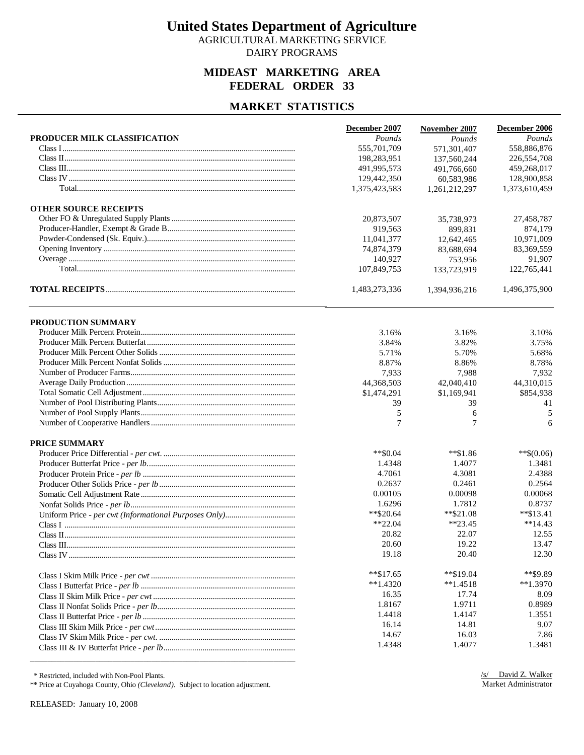# United States Department of Agriculture

AGRICULTURAL MARKETING SERVICE

DAIRY PROGRAMS

## MIDEAST MARKETING AREA
## FEDERAL ORDER 33

## MARKET STATISTICS

| | December 2007 | November 2007 | December 2006 |
|---|---|---|---|
| **PRODUCER MILK CLASSIFICATION** | *Pounds* | *Pounds* | *Pounds* |
| Class I | 555,701,709 | 571,301,407 | 558,886,876 |
| Class II | 198,283,951 | 137,560,244 | 226,554,708 |
| Class III | 491,995,573 | 491,766,660 | 459,268,017 |
| Class IV | 129,442,350 | 60,583,986 | 128,900,858 |
| Total | 1,375,423,583 | 1,261,212,297 | 1,373,610,459 |
| **OTHER SOURCE RECEIPTS** | | | |
| Other FO & Unregulated Supply Plants | 20,873,507 | 35,738,973 | 27,458,787 |
| Producer-Handler, Exempt & Grade B | 919,563 | 899,831 | 874,179 |
| Powder-Condensed (Sk. Equiv.) | 11,041,377 | 12,642,465 | 10,971,009 |
| Opening Inventory | 74,874,379 | 83,688,694 | 83,369,559 |
| Overage | 140,927 | 753,956 | 91,907 |
| Total | 107,849,753 | 133,723,919 | 122,765,441 |
| **TOTAL RECEIPTS** | 1,483,273,336 | 1,394,936,216 | 1,496,375,900 |

| | December 2007 | November 2007 | December 2006 |
|---|---|---|---|
| **PRODUCTION SUMMARY** | | | |
| Producer Milk Percent Protein | 3.16% | 3.16% | 3.10% |
| Producer Milk Percent Butterfat | 3.84% | 3.82% | 3.75% |
| Producer Milk Percent Other Solids | 5.71% | 5.70% | 5.68% |
| Producer Milk Percent Nonfat Solids | 8.87% | 8.86% | 8.78% |
| Number of Producer Farms | 7,933 | 7,988 | 7,932 |
| Average Daily Production | 44,368,503 | 42,040,410 | 44,310,015 |
| Total Somatic Cell Adjustment | $1,474,291 | $1,169,941 | $854,938 |
| Number of Pool Distributing Plants | 39 | 39 | 41 |
| Number of Pool Supply Plants | 5 | 6 | 5 |
| Number of Cooperative Handlers | 7 | 7 | 6 |
| **PRICE SUMMARY** | | | |
| Producer Price Differential - *per cwt.* | **$0.04 | **$1.86 | **$(0.06) |
| Producer Butterfat Price - *per lb* | 1.4348 | 1.4077 | 1.3481 |
| Producer Protein Price - *per lb* | 4.7061 | 4.3081 | 2.4388 |
| Producer Other Solids Price - *per lb* | 0.2637 | 0.2461 | 0.2564 |
| Somatic Cell Adjustment Rate | 0.00105 | 0.00098 | 0.00068 |
| Nonfat Solids Price - *per lb* | 1.6296 | 1.7812 | 0.8737 |
| Uniform Price - *per cwt (Informational Purposes Only)* | **$20.64 | **$21.08 | **$13.41 |
| Class I | **22.04 | **23.45 | **14.43 |
| Class II | 20.82 | 22.07 | 12.55 |
| Class III | 20.60 | 19.22 | 13.47 |
| Class IV | 19.18 | 20.40 | 12.30 |
| Class I Skim Milk Price - *per cwt* | **$17.65 | **$19.04 | **$9.89 |
| Class I Butterfat Price - *per lb* | **1.4320 | **1.4518 | **1.3970 |
| Class II Skim Milk Price - *per cwt* | 16.35 | 17.74 | 8.09 |
| Class II Nonfat Solids Price - *per lb* | 1.8167 | 1.9711 | 0.8989 |
| Class II Butterfat Price - *per lb* | 1.4418 | 1.4147 | 1.3551 |
| Class III Skim Milk Price - *per cwt* | 16.14 | 14.81 | 9.07 |
| Class IV Skim Milk Price - *per cwt.* | 14.67 | 16.03 | 7.86 |
| Class III & IV Butterfat Price - *per lb* | 1.4348 | 1.4077 | 1.3481 |

\* Restricted, included with Non-Pool Plants.

** Price at Cuyahoga County, Ohio *(Cleveland)*. Subject to location adjustment.

/s/ David Z. Walker
Market Administrator

RELEASED: January 10, 2008